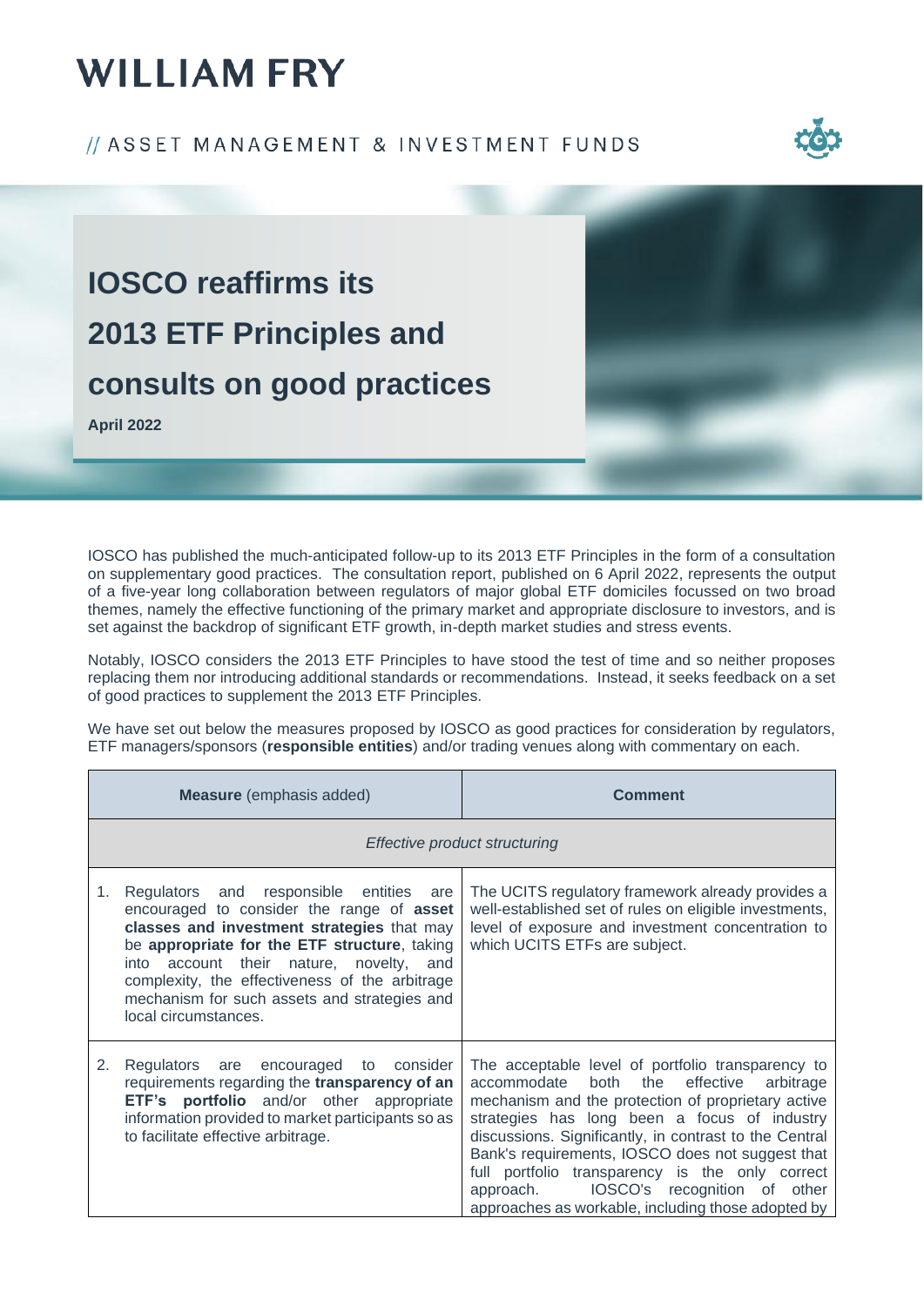# WILLIAM FRY

// ASSET MANAGEMENT & INVESTMENT FUNDS

# IOSCO reaffirms its 2013 ETF Principles and consults on good practices

**April 2022**

IOSCO has published the much-anticipated follow-up to its 2013 ETF Principles in the form of a consultation on supplementary good practices. The consultation report, published on 6 April 2022, represents the output of a five-year long collaboration between regulators of major global ETF domiciles focussed on two broad themes, namely the effective functioning of the primary market and appropriate disclosure to investors, and is set against the backdrop of significant ETF growth, in-depth market studies and stress events.

Notably, IOSCO considers the 2013 ETF Principles to have stood the test of time and so neither proposes replacing them nor introducing additional standards or recommendations. Instead, it seeks feedback on a set of good practices to supplement the 2013 ETF Principles.

We have set out below the measures proposed by IOSCO as good practices for consideration by regulators, ETF managers/sponsors (**responsible entities**) and/or trading venues along with commentary on each.

| **Measure** (emphasis added) | **Comment** |
|---|---|
| *Effective product structuring* | |
| 1. Regulators and responsible entities are encouraged to consider the range of **asset classes and investment strategies** that may be **appropriate for the ETF structure**, taking into account their nature, novelty, and complexity, the effectiveness of the arbitrage mechanism for such assets and strategies and local circumstances. | The UCITS regulatory framework already provides a well-established set of rules on eligible investments, level of exposure and investment concentration to which UCITS ETFs are subject. |
| 2. Regulators are encouraged to consider requirements regarding the **transparency of an ETF's portfolio** and/or other appropriate information provided to market participants so as to facilitate effective arbitrage. | The acceptable level of portfolio transparency to accommodate both the effective arbitrage mechanism and the protection of proprietary active strategies has long been a focus of industry discussions. Significantly, in contrast to the Central Bank's requirements, IOSCO does not suggest that full portfolio transparency is the only correct approach. IOSCO's recognition of other approaches as workable, including those adopted by |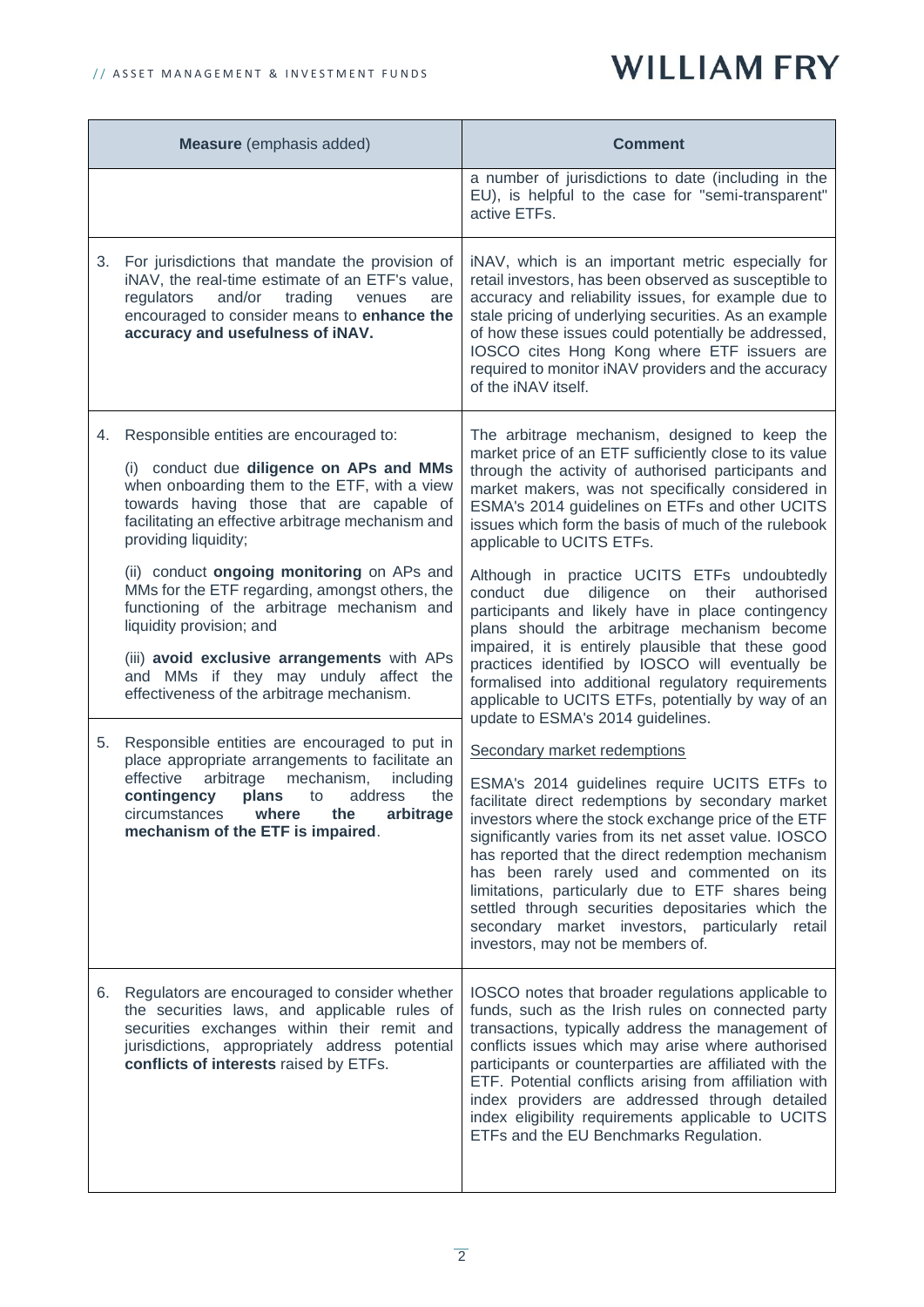| **Measure** (emphasis added) | **Comment** |
|---|---|
| | a number of jurisdictions to date (including in the EU), is helpful to the case for "semi-transparent" active ETFs. |
| 3. For jurisdictions that mandate the provision of iNAV, the real-time estimate of an ETF's value, regulators and/or trading venues are encouraged to consider means to **enhance the accuracy and usefulness of iNAV.** | iNAV, which is an important metric especially for retail investors, has been observed as susceptible to accuracy and reliability issues, for example due to stale pricing of underlying securities. As an example of how these issues could potentially be addressed, IOSCO cites Hong Kong where ETF issuers are required to monitor iNAV providers and the accuracy of the iNAV itself. |
| 4. Responsible entities are encouraged to:<br><br>(i) conduct due **diligence on APs and MMs** when onboarding them to the ETF, with a view towards having those that are capable of facilitating an effective arbitrage mechanism and providing liquidity;<br><br>(ii) conduct **ongoing monitoring** on APs and MMs for the ETF regarding, amongst others, the functioning of the arbitrage mechanism and liquidity provision; and<br><br>(iii) **avoid exclusive arrangements** with APs and MMs if they may unduly affect the effectiveness of the arbitrage mechanism.<br><br>5. Responsible entities are encouraged to put in place appropriate arrangements to facilitate an effective arbitrage mechanism, including **contingency plans** to address the circumstances **where the arbitrage mechanism of the ETF is impaired**. | The arbitrage mechanism, designed to keep the market price of an ETF sufficiently close to its value through the activity of authorised participants and market makers, was not specifically considered in ESMA's 2014 guidelines on ETFs and other UCITS issues which form the basis of much of the rulebook applicable to UCITS ETFs.<br><br>Although in practice UCITS ETFs undoubtedly conduct due diligence on their authorised participants and likely have in place contingency plans should the arbitrage mechanism become impaired, it is entirely plausible that these good practices identified by IOSCO will eventually be formalised into additional regulatory requirements applicable to UCITS ETFs, potentially by way of an update to ESMA's 2014 guidelines.<br><br><u>Secondary market redemptions</u><br><br>ESMA's 2014 guidelines require UCITS ETFs to facilitate direct redemptions by secondary market investors where the stock exchange price of the ETF significantly varies from its net asset value. IOSCO has reported that the direct redemption mechanism has been rarely used and commented on its limitations, particularly due to ETF shares being settled through securities depositaries which the secondary market investors, particularly retail investors, may not be members of. |
| 6. Regulators are encouraged to consider whether the securities laws, and applicable rules of securities exchanges within their remit and jurisdictions, appropriately address potential **conflicts of interests** raised by ETFs. | IOSCO notes that broader regulations applicable to funds, such as the Irish rules on connected party transactions, typically address the management of conflicts issues which may arise where authorised participants or counterparties are affiliated with the ETF. Potential conflicts arising from affiliation with index providers are addressed through detailed index eligibility requirements applicable to UCITS ETFs and the EU Benchmarks Regulation. |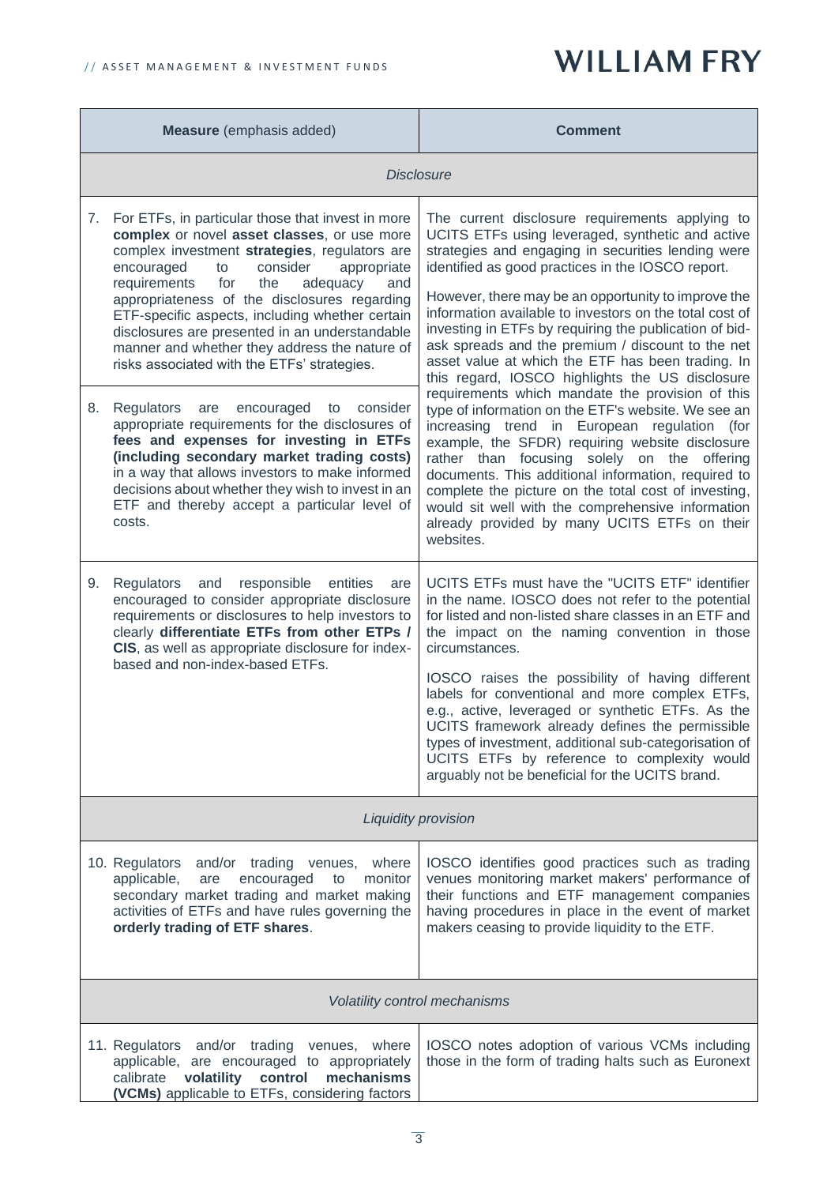| **Measure** (emphasis added) | **Comment** |
|---|---|
| *Disclosure* | |
| 7. For ETFs, in particular those that invest in more **complex** or novel **asset classes**, or use more complex investment **strategies**, regulators are encouraged to consider appropriate requirements for the adequacy and appropriateness of the disclosures regarding ETF-specific aspects, including whether certain disclosures are presented in an understandable manner and whether they address the nature of risks associated with the ETFs' strategies. <br><br> 8. Regulators are encouraged to consider appropriate requirements for the disclosures of **fees and expenses for investing in ETFs (including secondary market trading costs)** in a way that allows investors to make informed decisions about whether they wish to invest in an ETF and thereby accept a particular level of costs. | The current disclosure requirements applying to UCITS ETFs using leveraged, synthetic and active strategies and engaging in securities lending were identified as good practices in the IOSCO report. <br><br> However, there may be an opportunity to improve the information available to investors on the total cost of investing in ETFs by requiring the publication of bid-ask spreads and the premium / discount to the net asset value at which the ETF has been trading. In this regard, IOSCO highlights the US disclosure requirements which mandate the provision of this type of information on the ETF's website. We see an increasing trend in European regulation (for example, the SFDR) requiring website disclosure rather than focusing solely on the offering documents. This additional information, required to complete the picture on the total cost of investing, would sit well with the comprehensive information already provided by many UCITS ETFs on their websites. |
| 9. Regulators and responsible entities are encouraged to consider appropriate disclosure requirements or disclosures to help investors to clearly **differentiate ETFs from other ETPs / CIS**, as well as appropriate disclosure for index-based and non-index-based ETFs. | UCITS ETFs must have the "UCITS ETF" identifier in the name. IOSCO does not refer to the potential for listed and non-listed share classes in an ETF and the impact on the naming convention in those circumstances. <br><br> IOSCO raises the possibility of having different labels for conventional and more complex ETFs, e.g., active, leveraged or synthetic ETFs. As the UCITS framework already defines the permissible types of investment, additional sub-categorisation of UCITS ETFs by reference to complexity would arguably not be beneficial for the UCITS brand. |
| *Liquidity provision* | |
| 10. Regulators and/or trading venues, where applicable, are encouraged to monitor secondary market trading and market making activities of ETFs and have rules governing the **orderly trading of ETF shares**. | IOSCO identifies good practices such as trading venues monitoring market makers' performance of their functions and ETF management companies having procedures in place in the event of market makers ceasing to provide liquidity to the ETF. |
| *Volatility control mechanisms* | |
| 11. Regulators and/or trading venues, where applicable, are encouraged to appropriately calibrate **volatility control mechanisms (VCMs)** applicable to ETFs, considering factors | IOSCO notes adoption of various VCMs including those in the form of trading halts such as Euronext |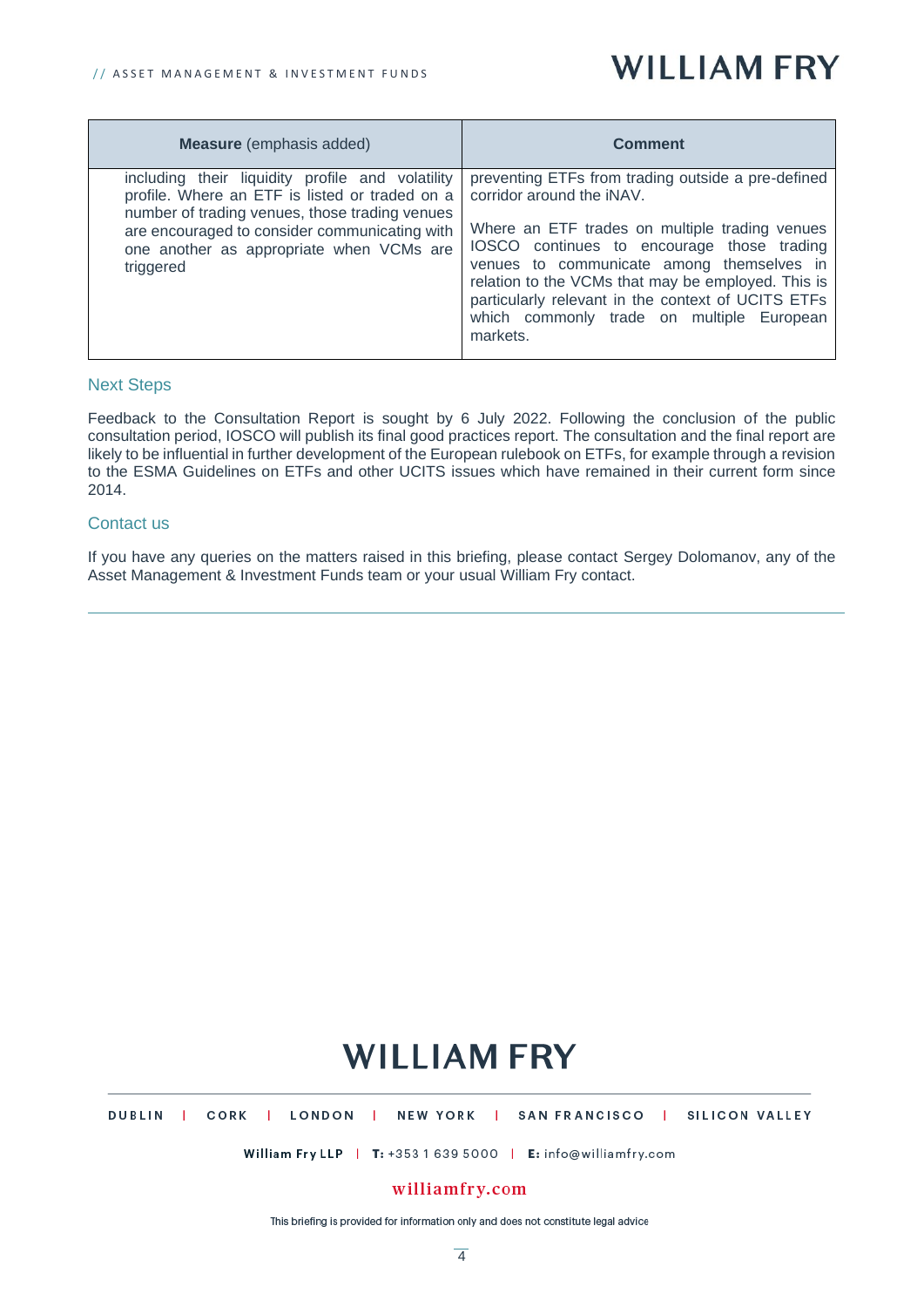| **Measure** (emphasis added) | **Comment** |
| --- | --- |
| including their liquidity profile and volatility profile. Where an ETF is listed or traded on a number of trading venues, those trading venues are encouraged to consider communicating with one another as appropriate when VCMs are triggered | preventing ETFs from trading outside a pre-defined corridor around the iNAV.<br><br>Where an ETF trades on multiple trading venues IOSCO continues to encourage those trading venues to communicate among themselves in relation to the VCMs that may be employed. This is particularly relevant in the context of UCITS ETFs which commonly trade on multiple European markets. |

## Next Steps

Feedback to the Consultation Report is sought by 6 July 2022. Following the conclusion of the public consultation period, IOSCO will publish its final good practices report. The consultation and the final report are likely to be influential in further development of the European rulebook on ETFs, for example through a revision to the ESMA Guidelines on ETFs and other UCITS issues which have remained in their current form since 2014.

## Contact us

If you have any queries on the matters raised in this briefing, please contact Sergey Dolomanov, any of the Asset Management & Investment Funds team or your usual William Fry contact.

---

**WILLIAM FRY**

DUBLIN | CORK | LONDON | NEW YORK | SAN FRANCISCO | SILICON VALLEY

**William Fry LLP** | **T:** +353 1 639 5000 | **E:** info@williamfry.com

williamfry.com

This briefing is provided for information only and does not constitute legal advice